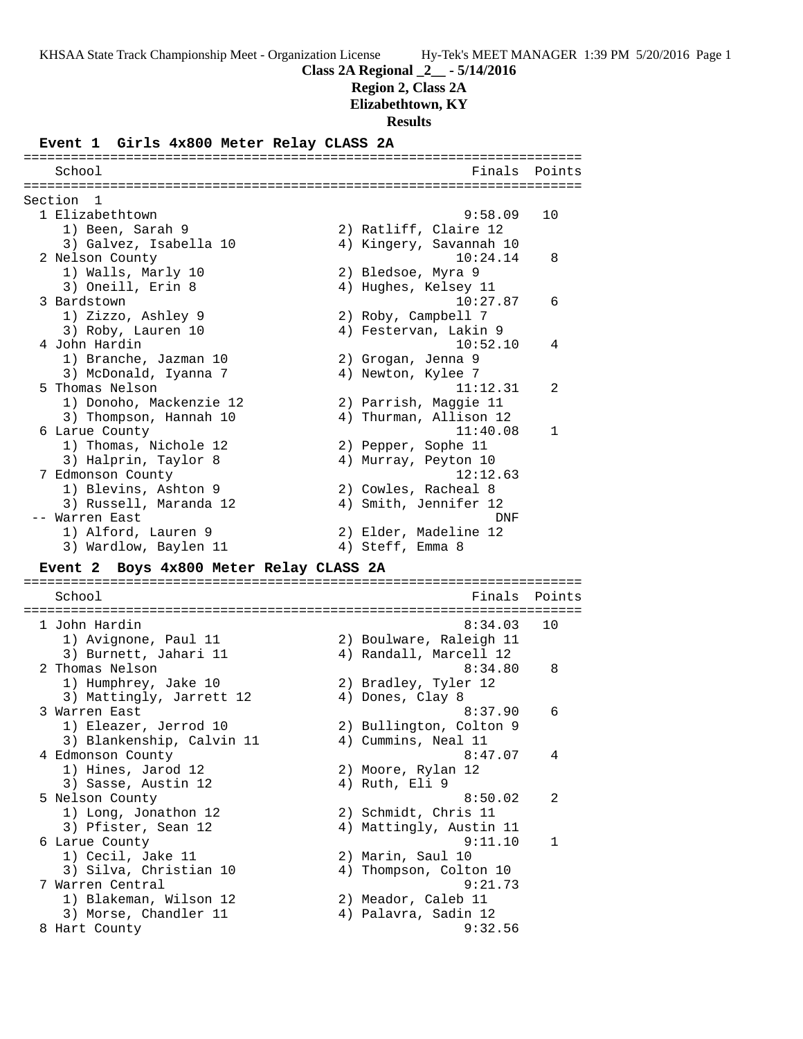# Class 2A Regional _2__ - 5/14/2016

## Region 2, Class 2A

## Elizabethtown, KY

## Results

### Event 1 Girls 4x800 Meter Relay CLASS 2A

Section 1

| Place | School | Finals | Points |
|---|---|---|---|
| 1 | Elizabethtown | 9:58.09 | 10 |
| | 1) Been, Sarah 9; 2) Ratliff, Claire 12; 3) Galvez, Isabella 10; 4) Kingery, Savannah 10 | | |
| 2 | Nelson County | 10:24.14 | 8 |
| | 1) Walls, Marly 10; 2) Bledsoe, Myra 9; 3) Oneill, Erin 8; 4) Hughes, Kelsey 11 | | |
| 3 | Bardstown | 10:27.87 | 6 |
| | 1) Zizzo, Ashley 9; 2) Roby, Campbell 7; 3) Roby, Lauren 10; 4) Festervan, Lakin 9 | | |
| 4 | John Hardin | 10:52.10 | 4 |
| | 1) Branche, Jazman 10; 2) Grogan, Jenna 9; 3) McDonald, Iyanna 7; 4) Newton, Kylee 7 | | |
| 5 | Thomas Nelson | 11:12.31 | 2 |
| | 1) Donoho, Mackenzie 12; 2) Parrish, Maggie 11; 3) Thompson, Hannah 10; 4) Thurman, Allison 12 | | |
| 6 | Larue County | 11:40.08 | 1 |
| | 1) Thomas, Nichole 12; 2) Pepper, Sophe 11; 3) Halprin, Taylor 8; 4) Murray, Peyton 10 | | |
| 7 | Edmonson County | 12:12.63 | |
| | 1) Blevins, Ashton 9; 2) Cowles, Racheal 8; 3) Russell, Maranda 12; 4) Smith, Jennifer 12 | | |
| -- | Warren East | DNF | |
| | 1) Alford, Lauren 9; 2) Elder, Madeline 12; 3) Wardlow, Baylen 11; 4) Steff, Emma 8 | | |

### Event 2 Boys 4x800 Meter Relay CLASS 2A

| Place | School | Finals | Points |
|---|---|---|---|
| 1 | John Hardin | 8:34.03 | 10 |
| | 1) Avignone, Paul 11; 2) Boulware, Raleigh 11; 3) Burnett, Jahari 11; 4) Randall, Marcell 12 | | |
| 2 | Thomas Nelson | 8:34.80 | 8 |
| | 1) Humphrey, Jake 10; 2) Bradley, Tyler 12; 3) Mattingly, Jarrett 12; 4) Dones, Clay 8 | | |
| 3 | Warren East | 8:37.90 | 6 |
| | 1) Eleazer, Jerrod 10; 2) Bullington, Colton 9; 3) Blankenship, Calvin 11; 4) Cummins, Neal 11 | | |
| 4 | Edmonson County | 8:47.07 | 4 |
| | 1) Hines, Jarod 12; 2) Moore, Rylan 12; 3) Sasse, Austin 12; 4) Ruth, Eli 9 | | |
| 5 | Nelson County | 8:50.02 | 2 |
| | 1) Long, Jonathon 12; 2) Schmidt, Chris 11; 3) Pfister, Sean 12; 4) Mattingly, Austin 11 | | |
| 6 | Larue County | 9:11.10 | 1 |
| | 1) Cecil, Jake 11; 2) Marin, Saul 10; 3) Silva, Christian 10; 4) Thompson, Colton 10 | | |
| 7 | Warren Central | 9:21.73 | |
| | 1) Blakeman, Wilson 12; 2) Meador, Caleb 11; 3) Morse, Chandler 11; 4) Palavra, Sadin 12 | | |
| 8 | Hart County | 9:32.56 | |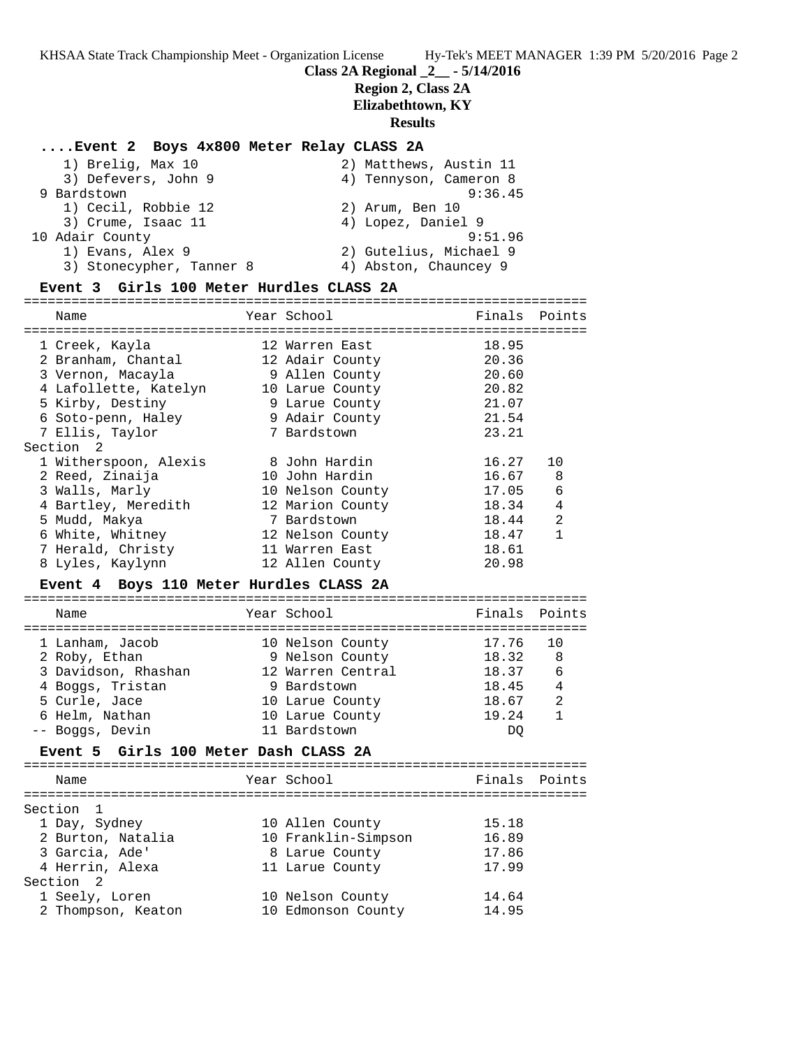## Class 2A Regional _2__ - 5/14/2016

### Region 2, Class 2A

### Elizabethtown, KY

### Results

#### ....Event 2 Boys 4x800 Meter Relay CLASS 2A

1) Brelig, Max 10 — 2) Matthews, Austin 11
3) Defevers, John 9 — 4) Tennyson, Cameron 8

9 Bardstown — 9:36.45
1) Cecil, Robbie 12 — 2) Arum, Ben 10
3) Crume, Isaac 11 — 4) Lopez, Daniel 9

10 Adair County — 9:51.96
1) Evans, Alex 9 — 2) Gutelius, Michael 9
3) Stonecypher, Tanner 8 — 4) Abston, Chauncey 9

#### Event 3 Girls 100 Meter Hurdles CLASS 2A

| Name | Year | School | Finals | Points |
|---|---|---|---|---|
| 1 Creek, Kayla | 12 | Warren East | 18.95 | |
| 2 Branham, Chantal | 12 | Adair County | 20.36 | |
| 3 Vernon, Macayla | 9 | Allen County | 20.60 | |
| 4 Lafollette, Katelyn | 10 | Larue County | 20.82 | |
| 5 Kirby, Destiny | 9 | Larue County | 21.07 | |
| 6 Soto-penn, Haley | 9 | Adair County | 21.54 | |
| 7 Ellis, Taylor | 7 | Bardstown | 23.21 | |
| Section 2 | | | | |
| 1 Witherspoon, Alexis | 8 | John Hardin | 16.27 | 10 |
| 2 Reed, Zinaija | 10 | John Hardin | 16.67 | 8 |
| 3 Walls, Marly | 10 | Nelson County | 17.05 | 6 |
| 4 Bartley, Meredith | 12 | Marion County | 18.34 | 4 |
| 5 Mudd, Makya | 7 | Bardstown | 18.44 | 2 |
| 6 White, Whitney | 12 | Nelson County | 18.47 | 1 |
| 7 Herald, Christy | 11 | Warren East | 18.61 | |
| 8 Lyles, Kaylynn | 12 | Allen County | 20.98 | |

#### Event 4 Boys 110 Meter Hurdles CLASS 2A

| Name | Year | School | Finals | Points |
|---|---|---|---|---|
| 1 Lanham, Jacob | 10 | Nelson County | 17.76 | 10 |
| 2 Roby, Ethan | 9 | Nelson County | 18.32 | 8 |
| 3 Davidson, Rhashan | 12 | Warren Central | 18.37 | 6 |
| 4 Boggs, Tristan | 9 | Bardstown | 18.45 | 4 |
| 5 Curle, Jace | 10 | Larue County | 18.67 | 2 |
| 6 Helm, Nathan | 10 | Larue County | 19.24 | 1 |
| -- Boggs, Devin | 11 | Bardstown | DQ | |

#### Event 5 Girls 100 Meter Dash CLASS 2A

| Name | Year | School | Finals | Points |
|---|---|---|---|---|
| Section 1 | | | | |
| 1 Day, Sydney | 10 | Allen County | 15.18 | |
| 2 Burton, Natalia | 10 | Franklin-Simpson | 16.89 | |
| 3 Garcia, Ade' | 8 | Larue County | 17.86 | |
| 4 Herrin, Alexa | 11 | Larue County | 17.99 | |
| Section 2 | | | | |
| 1 Seely, Loren | 10 | Nelson County | 14.64 | |
| 2 Thompson, Keaton | 10 | Edmonson County | 14.95 | |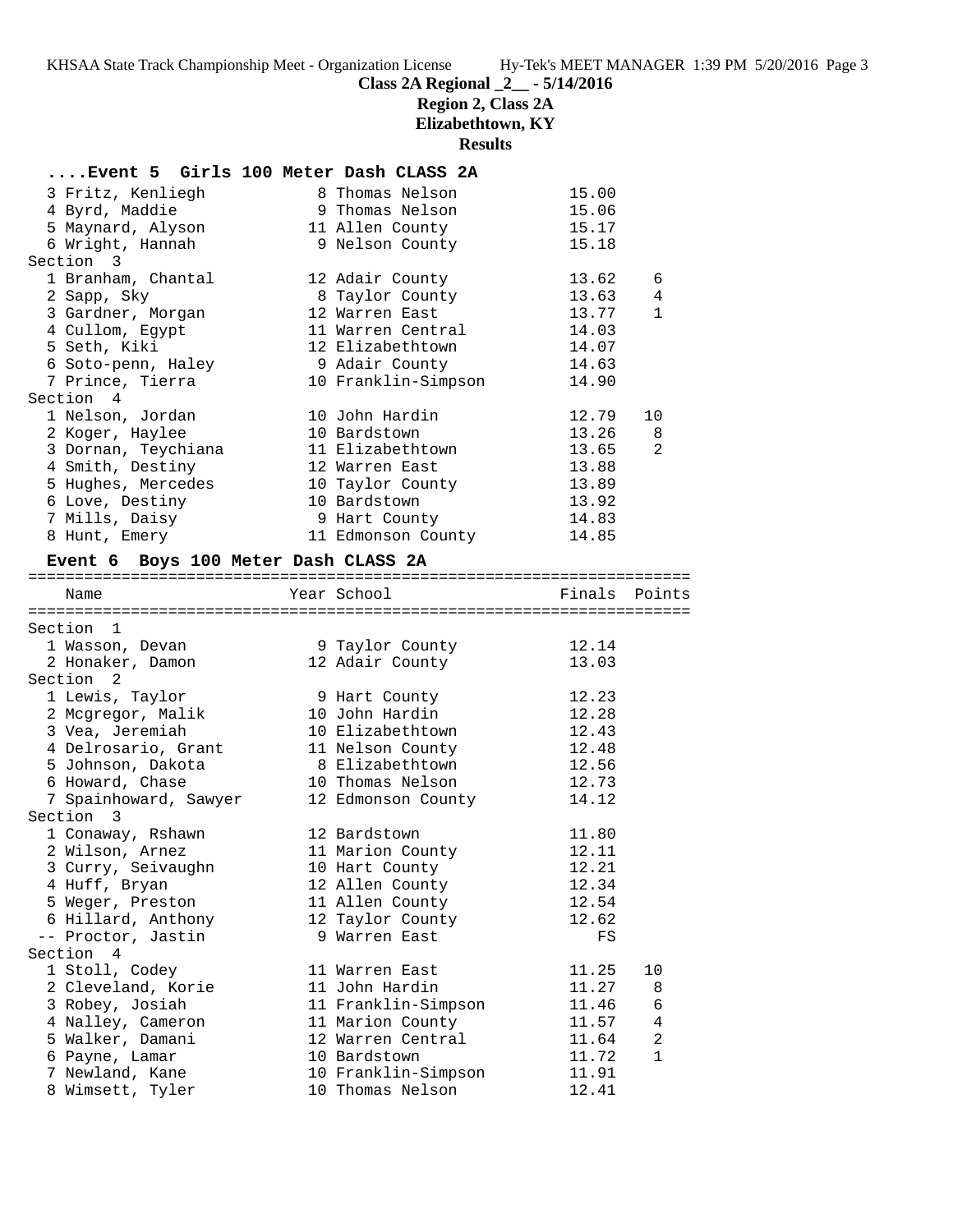**Class 2A Regional _2__ - 5/14/2016**

**Region 2, Class 2A**

**Elizabethtown, KY**

**Results**

### ....Event 5 Girls 100 Meter Dash CLASS 2A

| Place | Name | Year | School | Finals | Points |
|---|---|---|---|---|---|
| 3 | Fritz, Kenliegh | 8 | Thomas Nelson | 15.00 | |
| 4 | Byrd, Maddie | 9 | Thomas Nelson | 15.06 | |
| 5 | Maynard, Alyson | 11 | Allen County | 15.17 | |
| 6 | Wright, Hannah | 9 | Nelson County | 15.18 | |
| **Section 3** | | | | | |
| 1 | Branham, Chantal | 12 | Adair County | 13.62 | 6 |
| 2 | Sapp, Sky | 8 | Taylor County | 13.63 | 4 |
| 3 | Gardner, Morgan | 12 | Warren East | 13.77 | 1 |
| 4 | Cullom, Egypt | 11 | Warren Central | 14.03 | |
| 5 | Seth, Kiki | 12 | Elizabethtown | 14.07 | |
| 6 | Soto-penn, Haley | 9 | Adair County | 14.63 | |
| 7 | Prince, Tierra | 10 | Franklin-Simpson | 14.90 | |
| **Section 4** | | | | | |
| 1 | Nelson, Jordan | 10 | John Hardin | 12.79 | 10 |
| 2 | Koger, Haylee | 10 | Bardstown | 13.26 | 8 |
| 3 | Dornan, Teychiana | 11 | Elizabethtown | 13.65 | 2 |
| 4 | Smith, Destiny | 12 | Warren East | 13.88 | |
| 5 | Hughes, Mercedes | 10 | Taylor County | 13.89 | |
| 6 | Love, Destiny | 10 | Bardstown | 13.92 | |
| 7 | Mills, Daisy | 9 | Hart County | 14.83 | |
| 8 | Hunt, Emery | 11 | Edmonson County | 14.85 | |

### Event 6 Boys 100 Meter Dash CLASS 2A

| Place | Name | Year | School | Finals | Points |
|---|---|---|---|---|---|
| **Section 1** | | | | | |
| 1 | Wasson, Devan | 9 | Taylor County | 12.14 | |
| 2 | Honaker, Damon | 12 | Adair County | 13.03 | |
| **Section 2** | | | | | |
| 1 | Lewis, Taylor | 9 | Hart County | 12.23 | |
| 2 | Mcgregor, Malik | 10 | John Hardin | 12.28 | |
| 3 | Vea, Jeremiah | 10 | Elizabethtown | 12.43 | |
| 4 | Delrosario, Grant | 11 | Nelson County | 12.48 | |
| 5 | Johnson, Dakota | 8 | Elizabethtown | 12.56 | |
| 6 | Howard, Chase | 10 | Thomas Nelson | 12.73 | |
| 7 | Spainhoward, Sawyer | 12 | Edmonson County | 14.12 | |
| **Section 3** | | | | | |
| 1 | Conaway, Rshawn | 12 | Bardstown | 11.80 | |
| 2 | Wilson, Arnez | 11 | Marion County | 12.11 | |
| 3 | Curry, Seivaughn | 10 | Hart County | 12.21 | |
| 4 | Huff, Bryan | 12 | Allen County | 12.34 | |
| 5 | Weger, Preston | 11 | Allen County | 12.54 | |
| 6 | Hillard, Anthony | 12 | Taylor County | 12.62 | |
| -- | Proctor, Jastin | 9 | Warren East | FS | |
| **Section 4** | | | | | |
| 1 | Stoll, Codey | 11 | Warren East | 11.25 | 10 |
| 2 | Cleveland, Korie | 11 | John Hardin | 11.27 | 8 |
| 3 | Robey, Josiah | 11 | Franklin-Simpson | 11.46 | 6 |
| 4 | Nalley, Cameron | 11 | Marion County | 11.57 | 4 |
| 5 | Walker, Damani | 12 | Warren Central | 11.64 | 2 |
| 6 | Payne, Lamar | 10 | Bardstown | 11.72 | 1 |
| 7 | Newland, Kane | 10 | Franklin-Simpson | 11.91 | |
| 8 | Wimsett, Tyler | 10 | Thomas Nelson | 12.41 | |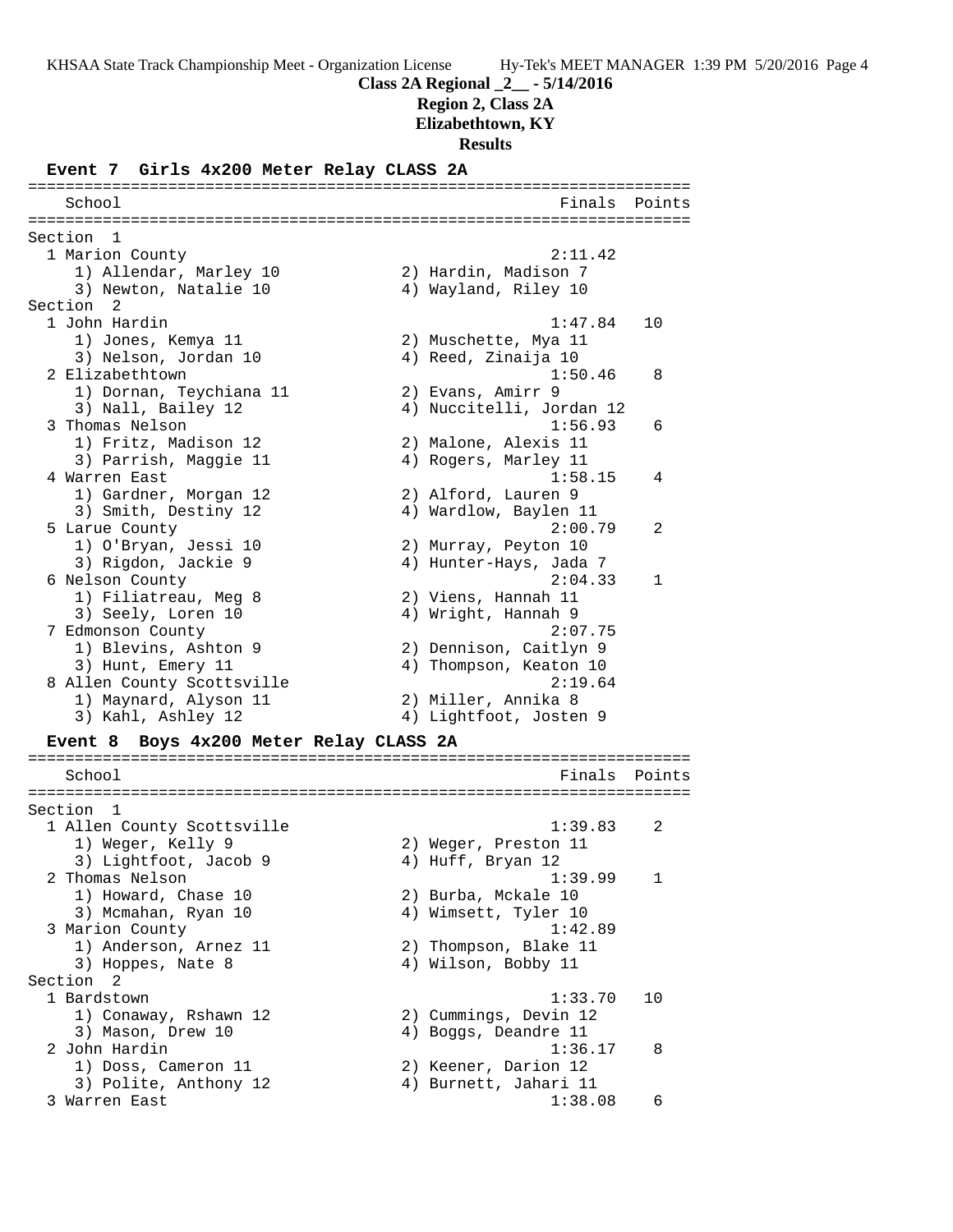**Class 2A Regional _2__ - 5/14/2016**

**Region 2, Class 2A**

**Elizabethtown, KY**

**Results**

### Event 7 Girls 4x200 Meter Relay CLASS 2A

```
=======================================================================
    School                                               Finals  Points
=======================================================================
Section  1
  1 Marion County                                       2:11.42
     1) Allendar, Marley 10             2) Hardin, Madison 7
     3) Newton, Natalie 10              4) Wayland, Riley 10
Section  2
  1 John Hardin                                         1:47.84   10
     1) Jones, Kemya 11                 2) Muschette, Mya 11
     3) Nelson, Jordan 10               4) Reed, Zinaija 10
  2 Elizabethtown                                       1:50.46    8
     1) Dornan, Teychiana 11            2) Evans, Amirr 9
     3) Nall, Bailey 12                 4) Nuccitelli, Jordan 12
  3 Thomas Nelson                                       1:56.93    6
     1) Fritz, Madison 12               2) Malone, Alexis 11
     3) Parrish, Maggie 11              4) Rogers, Marley 11
  4 Warren East                                         1:58.15    4
     1) Gardner, Morgan 12              2) Alford, Lauren 9
     3) Smith, Destiny 12               4) Wardlow, Baylen 11
  5 Larue County                                        2:00.79    2
     1) O'Bryan, Jessi 10               2) Murray, Peyton 10
     3) Rigdon, Jackie 9                4) Hunter-Hays, Jada 7
  6 Nelson County                                       2:04.33    1
     1) Filiatreau, Meg 8               2) Viens, Hannah 11
     3) Seely, Loren 10                 4) Wright, Hannah 9
  7 Edmonson County                                     2:07.75
     1) Blevins, Ashton 9               2) Dennison, Caitlyn 9
     3) Hunt, Emery 11                  4) Thompson, Keaton 10
  8 Allen County Scottsville                            2:19.64
     1) Maynard, Alyson 11              2) Miller, Annika 8
     3) Kahl, Ashley 12                 4) Lightfoot, Josten 9
```

### Event 8 Boys 4x200 Meter Relay CLASS 2A

```
=======================================================================
    School                                               Finals  Points
=======================================================================
Section  1
  1 Allen County Scottsville                            1:39.83    2
     1) Weger, Kelly 9                  2) Weger, Preston 11
     3) Lightfoot, Jacob 9              4) Huff, Bryan 12
  2 Thomas Nelson                                       1:39.99    1
     1) Howard, Chase 10                2) Burba, Mckale 10
     3) Mcmahan, Ryan 10                4) Wimsett, Tyler 10
  3 Marion County                                       1:42.89
     1) Anderson, Arnez 11              2) Thompson, Blake 11
     3) Hoppes, Nate 8                  4) Wilson, Bobby 11
Section  2
  1 Bardstown                                           1:33.70   10
     1) Conaway, Rshawn 12              2) Cummings, Devin 12
     3) Mason, Drew 10                  4) Boggs, Deandre 11
  2 John Hardin                                         1:36.17    8
     1) Doss, Cameron 11                2) Keener, Darion 12
     3) Polite, Anthony 12              4) Burnett, Jahari 11
  3 Warren East                                         1:38.08    6
```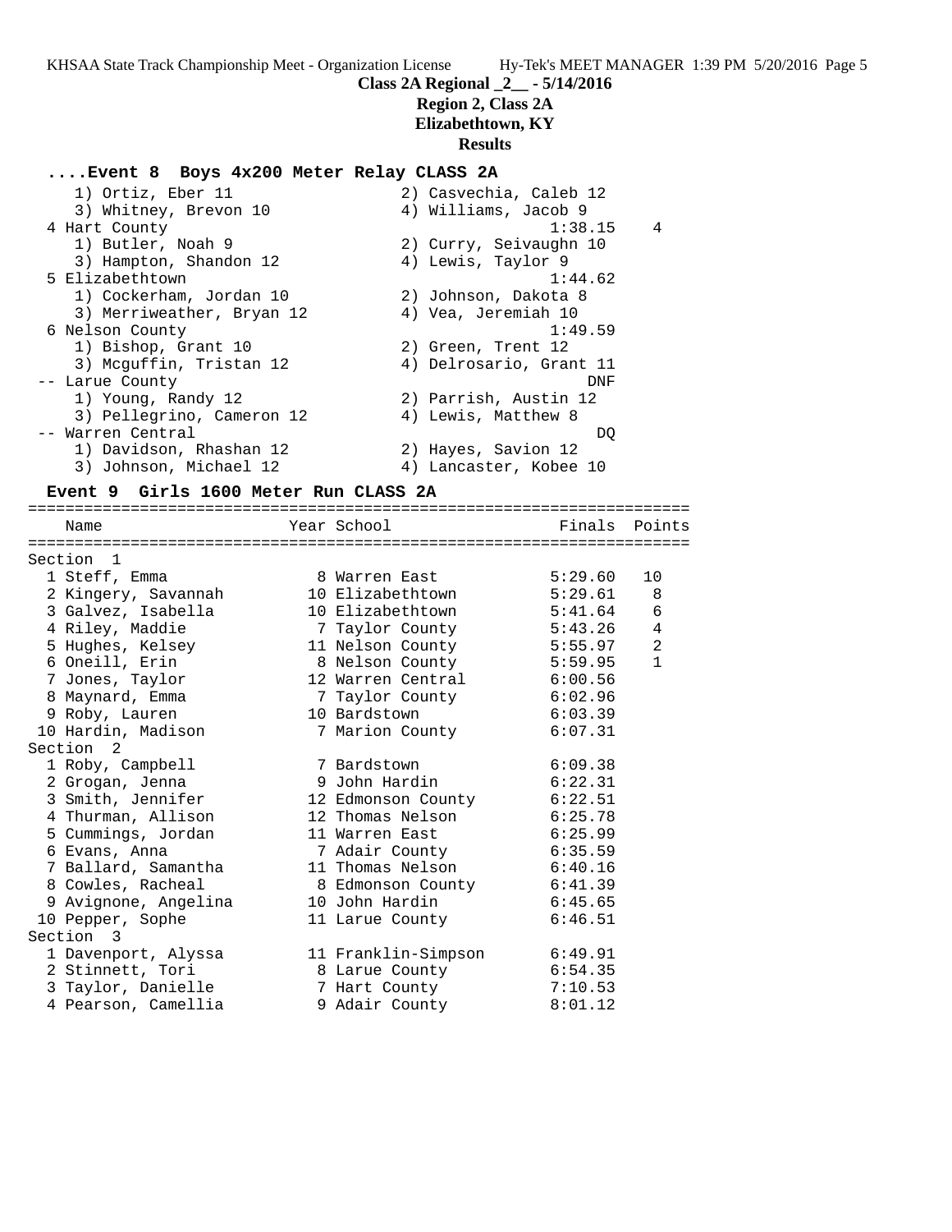**Class 2A Regional _2__ - 5/14/2016**
**Region 2, Class 2A**
**Elizabethtown, KY**
**Results**

### ....Event 8 Boys 4x200 Meter Relay CLASS 2A

```
    1) Ortiz, Eber 11                 2) Casvechia, Caleb 12
    3) Whitney, Brevon 10             4) Williams, Jacob 9
 4 Hart County                                1:38.15    4
    1) Butler, Noah 9                 2) Curry, Seivaughn 10
    3) Hampton, Shandon 12            4) Lewis, Taylor 9
 5 Elizabethtown                              1:44.62
    1) Cockerham, Jordan 10           2) Johnson, Dakota 8
    3) Merriweather, Bryan 12         4) Vea, Jeremiah 10
 6 Nelson County                              1:49.59
    1) Bishop, Grant 10               2) Green, Trent 12
    3) Mcguffin, Tristan 12           4) Delrosario, Grant 11
 -- Larue County                                  DNF
    1) Young, Randy 12                2) Parrish, Austin 12
    3) Pellegrino, Cameron 12         4) Lewis, Matthew 8
 -- Warren Central                                 DQ
    1) Davidson, Rhashan 12           2) Hayes, Savion 12
    3) Johnson, Michael 12            4) Lancaster, Kobee 10
```

### Event 9 Girls 1600 Meter Run CLASS 2A

| Place | Name | Year | School | Finals | Points |
|---|---|---|---|---|---|
| **Section 1** | | | | | |
| 1 | Steff, Emma | 8 | Warren East | 5:29.60 | 10 |
| 2 | Kingery, Savannah | 10 | Elizabethtown | 5:29.61 | 8 |
| 3 | Galvez, Isabella | 10 | Elizabethtown | 5:41.64 | 6 |
| 4 | Riley, Maddie | 7 | Taylor County | 5:43.26 | 4 |
| 5 | Hughes, Kelsey | 11 | Nelson County | 5:55.97 | 2 |
| 6 | Oneill, Erin | 8 | Nelson County | 5:59.95 | 1 |
| 7 | Jones, Taylor | 12 | Warren Central | 6:00.56 | |
| 8 | Maynard, Emma | 7 | Taylor County | 6:02.96 | |
| 9 | Roby, Lauren | 10 | Bardstown | 6:03.39 | |
| 10 | Hardin, Madison | 7 | Marion County | 6:07.31 | |
| **Section 2** | | | | | |
| 1 | Roby, Campbell | 7 | Bardstown | 6:09.38 | |
| 2 | Grogan, Jenna | 9 | John Hardin | 6:22.31 | |
| 3 | Smith, Jennifer | 12 | Edmonson County | 6:22.51 | |
| 4 | Thurman, Allison | 12 | Thomas Nelson | 6:25.78 | |
| 5 | Cummings, Jordan | 11 | Warren East | 6:25.99 | |
| 6 | Evans, Anna | 7 | Adair County | 6:35.59 | |
| 7 | Ballard, Samantha | 11 | Thomas Nelson | 6:40.16 | |
| 8 | Cowles, Racheal | 8 | Edmonson County | 6:41.39 | |
| 9 | Avignone, Angelina | 10 | John Hardin | 6:45.65 | |
| 10 | Pepper, Sophe | 11 | Larue County | 6:46.51 | |
| **Section 3** | | | | | |
| 1 | Davenport, Alyssa | 11 | Franklin-Simpson | 6:49.91 | |
| 2 | Stinnett, Tori | 8 | Larue County | 6:54.35 | |
| 3 | Taylor, Danielle | 7 | Hart County | 7:10.53 | |
| 4 | Pearson, Camellia | 9 | Adair County | 8:01.12 | |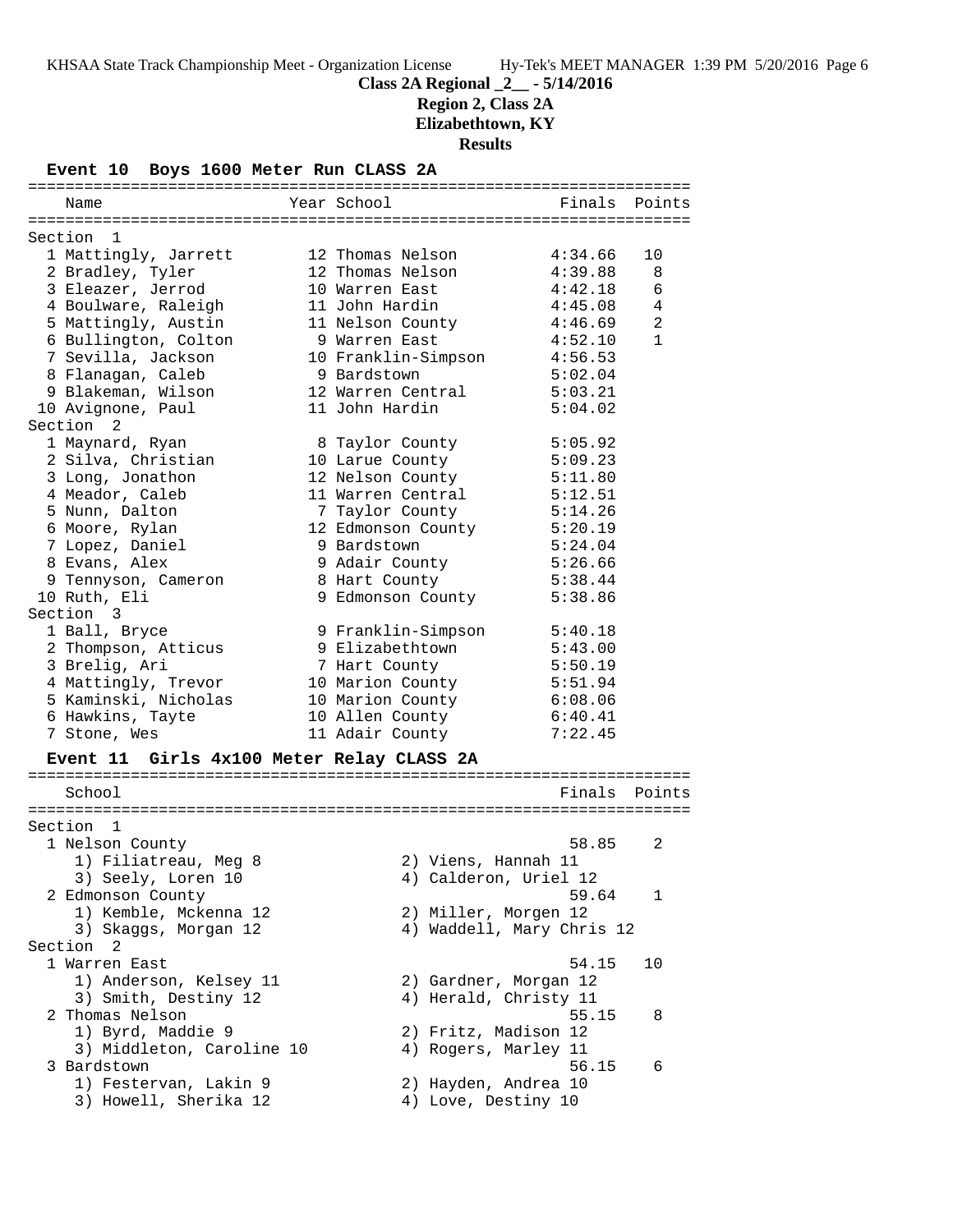**Class 2A Regional _2__ - 5/14/2016**

**Region 2, Class 2A**

**Elizabethtown, KY**

**Results**

### Event 10 Boys 1600 Meter Run CLASS 2A

| Name | Year | School | Finals | Points |
|---|---|---|---|---|
| **Section 1** | | | | |
| 1 Mattingly, Jarrett | 12 | Thomas Nelson | 4:34.66 | 10 |
| 2 Bradley, Tyler | 12 | Thomas Nelson | 4:39.88 | 8 |
| 3 Eleazer, Jerrod | 10 | Warren East | 4:42.18 | 6 |
| 4 Boulware, Raleigh | 11 | John Hardin | 4:45.08 | 4 |
| 5 Mattingly, Austin | 11 | Nelson County | 4:46.69 | 2 |
| 6 Bullington, Colton | 9 | Warren East | 4:52.10 | 1 |
| 7 Sevilla, Jackson | 10 | Franklin-Simpson | 4:56.53 | |
| 8 Flanagan, Caleb | 9 | Bardstown | 5:02.04 | |
| 9 Blakeman, Wilson | 12 | Warren Central | 5:03.21 | |
| 10 Avignone, Paul | 11 | John Hardin | 5:04.02 | |
| **Section 2** | | | | |
| 1 Maynard, Ryan | 8 | Taylor County | 5:05.92 | |
| 2 Silva, Christian | 10 | Larue County | 5:09.23 | |
| 3 Long, Jonathon | 12 | Nelson County | 5:11.80 | |
| 4 Meador, Caleb | 11 | Warren Central | 5:12.51 | |
| 5 Nunn, Dalton | 7 | Taylor County | 5:14.26 | |
| 6 Moore, Rylan | 12 | Edmonson County | 5:20.19 | |
| 7 Lopez, Daniel | 9 | Bardstown | 5:24.04 | |
| 8 Evans, Alex | 9 | Adair County | 5:26.66 | |
| 9 Tennyson, Cameron | 8 | Hart County | 5:38.44 | |
| 10 Ruth, Eli | 9 | Edmonson County | 5:38.86 | |
| **Section 3** | | | | |
| 1 Ball, Bryce | 9 | Franklin-Simpson | 5:40.18 | |
| 2 Thompson, Atticus | 9 | Elizabethtown | 5:43.00 | |
| 3 Brelig, Ari | 7 | Hart County | 5:50.19 | |
| 4 Mattingly, Trevor | 10 | Marion County | 5:51.94 | |
| 5 Kaminski, Nicholas | 10 | Marion County | 6:08.06 | |
| 6 Hawkins, Tayte | 10 | Allen County | 6:40.41 | |
| 7 Stone, Wes | 11 | Adair County | 7:22.45 | |

### Event 11 Girls 4x100 Meter Relay CLASS 2A

| School | Finals | Points |
|---|---|---|
| **Section 1** | | |
| 1 Nelson County | 58.85 | 2 |
| 1) Filiatreau, Meg 8; 2) Viens, Hannah 11; 3) Seely, Loren 10; 4) Calderon, Uriel 12 | | |
| 2 Edmonson County | 59.64 | 1 |
| 1) Kemble, Mckenna 12; 2) Miller, Morgen 12; 3) Skaggs, Morgan 12; 4) Waddell, Mary Chris 12 | | |
| **Section 2** | | |
| 1 Warren East | 54.15 | 10 |
| 1) Anderson, Kelsey 11; 2) Gardner, Morgan 12; 3) Smith, Destiny 12; 4) Herald, Christy 11 | | |
| 2 Thomas Nelson | 55.15 | 8 |
| 1) Byrd, Maddie 9; 2) Fritz, Madison 12; 3) Middleton, Caroline 10; 4) Rogers, Marley 11 | | |
| 3 Bardstown | 56.15 | 6 |
| 1) Festervan, Lakin 9; 2) Hayden, Andrea 10; 3) Howell, Sherika 12; 4) Love, Destiny 10 | | |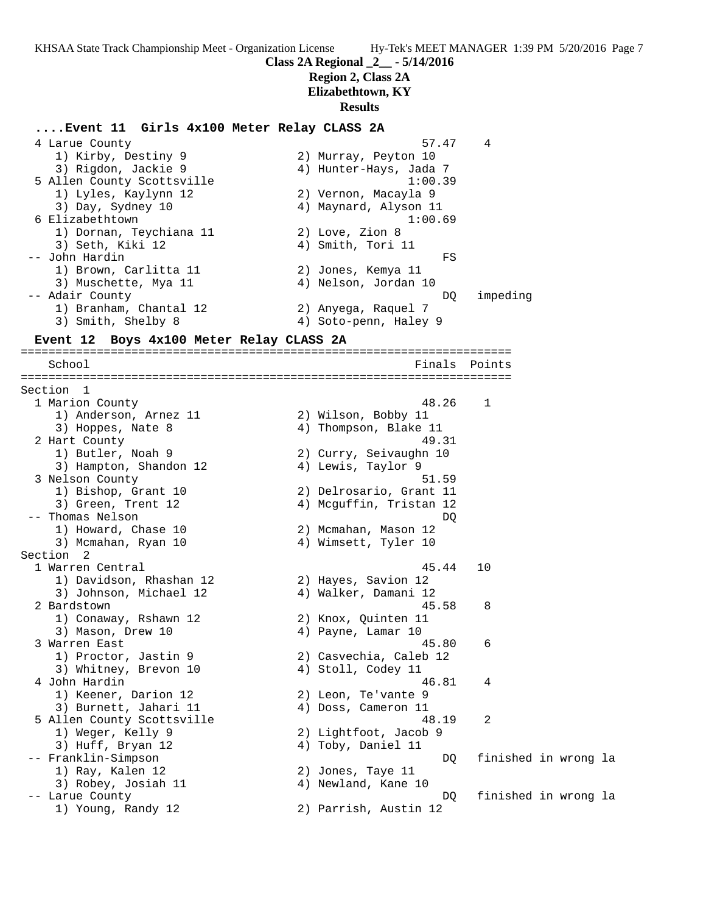**Class 2A Regional _2__ - 5/14/2016**
**Region 2, Class 2A**
**Elizabethtown, KY**
**Results**

### ....Event 11 Girls 4x100 Meter Relay CLASS 2A

```
  4 Larue County                                          57.47    4
     1) Kirby, Destiny 9                2) Murray, Peyton 10
     3) Rigdon, Jackie 9                4) Hunter-Hays, Jada 7
  5 Allen County Scottsville                            1:00.39
     1) Lyles, Kaylynn 12               2) Vernon, Macayla 9
     3) Day, Sydney 10                  4) Maynard, Alyson 11
  6 Elizabethtown                                       1:00.69
     1) Dornan, Teychiana 11            2) Love, Zion 8
     3) Seth, Kiki 12                   4) Smith, Tori 11
 -- John Hardin                                              FS
     1) Brown, Carlitta 11              2) Jones, Kemya 11
     3) Muschette, Mya 11               4) Nelson, Jordan 10
 -- Adair County                                             DQ   impeding
     1) Branham, Chantal 12             2) Anyega, Raquel 7
     3) Smith, Shelby 8                 4) Soto-penn, Haley 9
```

### Event 12 Boys 4x100 Meter Relay CLASS 2A

```
=======================================================================
    School                                               Finals  Points
=======================================================================
Section  1
  1 Marion County                                         48.26    1
     1) Anderson, Arnez 11              2) Wilson, Bobby 11
     3) Hoppes, Nate 8                  4) Thompson, Blake 11
  2 Hart County                                           49.31
     1) Butler, Noah 9                  2) Curry, Seivaughn 10
     3) Hampton, Shandon 12             4) Lewis, Taylor 9
  3 Nelson County                                         51.59
     1) Bishop, Grant 10                2) Delrosario, Grant 11
     3) Green, Trent 12                 4) Mcguffin, Tristan 12
 -- Thomas Nelson                                            DQ
     1) Howard, Chase 10                2) Mcmahan, Mason 12
     3) Mcmahan, Ryan 10                4) Wimsett, Tyler 10
Section  2
  1 Warren Central                                        45.44   10
     1) Davidson, Rhashan 12            2) Hayes, Savion 12
     3) Johnson, Michael 12             4) Walker, Damani 12
  2 Bardstown                                             45.58    8
     1) Conaway, Rshawn 12              2) Knox, Quinten 11
     3) Mason, Drew 10                  4) Payne, Lamar 10
  3 Warren East                                           45.80    6
     1) Proctor, Jastin 9               2) Casvechia, Caleb 12
     3) Whitney, Brevon 10              4) Stoll, Codey 11
  4 John Hardin                                           46.81    4
     1) Keener, Darion 12               2) Leon, Te'vante 9
     3) Burnett, Jahari 11              4) Doss, Cameron 11
  5 Allen County Scottsville                              48.19    2
     1) Weger, Kelly 9                  2) Lightfoot, Jacob 9
     3) Huff, Bryan 12                  4) Toby, Daniel 11
 -- Franklin-Simpson                                         DQ   finished in wrong la
     1) Ray, Kalen 12                   2) Jones, Taye 11
     3) Robey, Josiah 11                4) Newland, Kane 10
 -- Larue County                                             DQ   finished in wrong la
     1) Young, Randy 12                 2) Parrish, Austin 12
```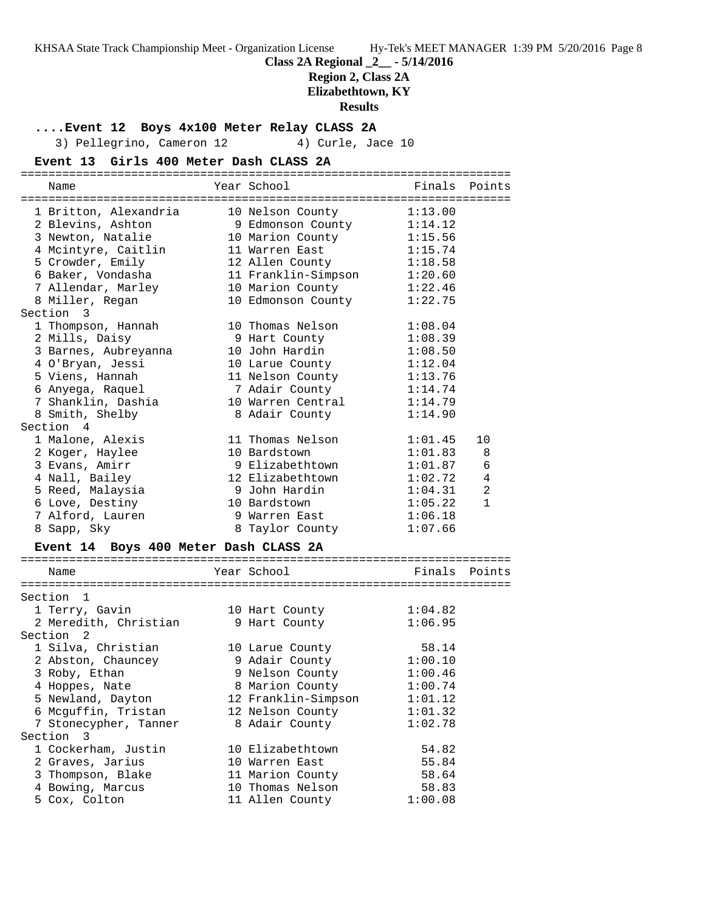**Class 2A Regional _2__ - 5/14/2016**

**Region 2, Class 2A**

**Elizabethtown, KY**

**Results**

### ....Event 12 Boys 4x100 Meter Relay CLASS 2A

3) Pellegrino, Cameron 12    4) Curle, Jace 10

### Event 13 Girls 400 Meter Dash CLASS 2A

| Name | Year | School | Finals | Points |
|---|---|---|---|---|
| 1 Britton, Alexandria | 10 | Nelson County | 1:13.00 | |
| 2 Blevins, Ashton | 9 | Edmonson County | 1:14.12 | |
| 3 Newton, Natalie | 10 | Marion County | 1:15.56 | |
| 4 Mcintyre, Caitlin | 11 | Warren East | 1:15.74 | |
| 5 Crowder, Emily | 12 | Allen County | 1:18.58 | |
| 6 Baker, Vondasha | 11 | Franklin-Simpson | 1:20.60 | |
| 7 Allendar, Marley | 10 | Marion County | 1:22.46 | |
| 8 Miller, Regan | 10 | Edmonson County | 1:22.75 | |
| **Section 3** | | | | |
| 1 Thompson, Hannah | 10 | Thomas Nelson | 1:08.04 | |
| 2 Mills, Daisy | 9 | Hart County | 1:08.39 | |
| 3 Barnes, Aubreyanna | 10 | John Hardin | 1:08.50 | |
| 4 O'Bryan, Jessi | 10 | Larue County | 1:12.04 | |
| 5 Viens, Hannah | 11 | Nelson County | 1:13.76 | |
| 6 Anyega, Raquel | 7 | Adair County | 1:14.74 | |
| 7 Shanklin, Dashia | 10 | Warren Central | 1:14.79 | |
| 8 Smith, Shelby | 8 | Adair County | 1:14.90 | |
| **Section 4** | | | | |
| 1 Malone, Alexis | 11 | Thomas Nelson | 1:01.45 | 10 |
| 2 Koger, Haylee | 10 | Bardstown | 1:01.83 | 8 |
| 3 Evans, Amirr | 9 | Elizabethtown | 1:01.87 | 6 |
| 4 Nall, Bailey | 12 | Elizabethtown | 1:02.72 | 4 |
| 5 Reed, Malaysia | 9 | John Hardin | 1:04.31 | 2 |
| 6 Love, Destiny | 10 | Bardstown | 1:05.22 | 1 |
| 7 Alford, Lauren | 9 | Warren East | 1:06.18 | |
| 8 Sapp, Sky | 8 | Taylor County | 1:07.66 | |

### Event 14 Boys 400 Meter Dash CLASS 2A

| Name | Year | School | Finals | Points |
|---|---|---|---|---|
| **Section 1** | | | | |
| 1 Terry, Gavin | 10 | Hart County | 1:04.82 | |
| 2 Meredith, Christian | 9 | Hart County | 1:06.95 | |
| **Section 2** | | | | |
| 1 Silva, Christian | 10 | Larue County | 58.14 | |
| 2 Abston, Chauncey | 9 | Adair County | 1:00.10 | |
| 3 Roby, Ethan | 9 | Nelson County | 1:00.46 | |
| 4 Hoppes, Nate | 8 | Marion County | 1:00.74 | |
| 5 Newland, Dayton | 12 | Franklin-Simpson | 1:01.12 | |
| 6 Mcguffin, Tristan | 12 | Nelson County | 1:01.32 | |
| 7 Stonecypher, Tanner | 8 | Adair County | 1:02.78 | |
| **Section 3** | | | | |
| 1 Cockerham, Justin | 10 | Elizabethtown | 54.82 | |
| 2 Graves, Jarius | 10 | Warren East | 55.84 | |
| 3 Thompson, Blake | 11 | Marion County | 58.64 | |
| 4 Bowing, Marcus | 10 | Thomas Nelson | 58.83 | |
| 5 Cox, Colton | 11 | Allen County | 1:00.08 | |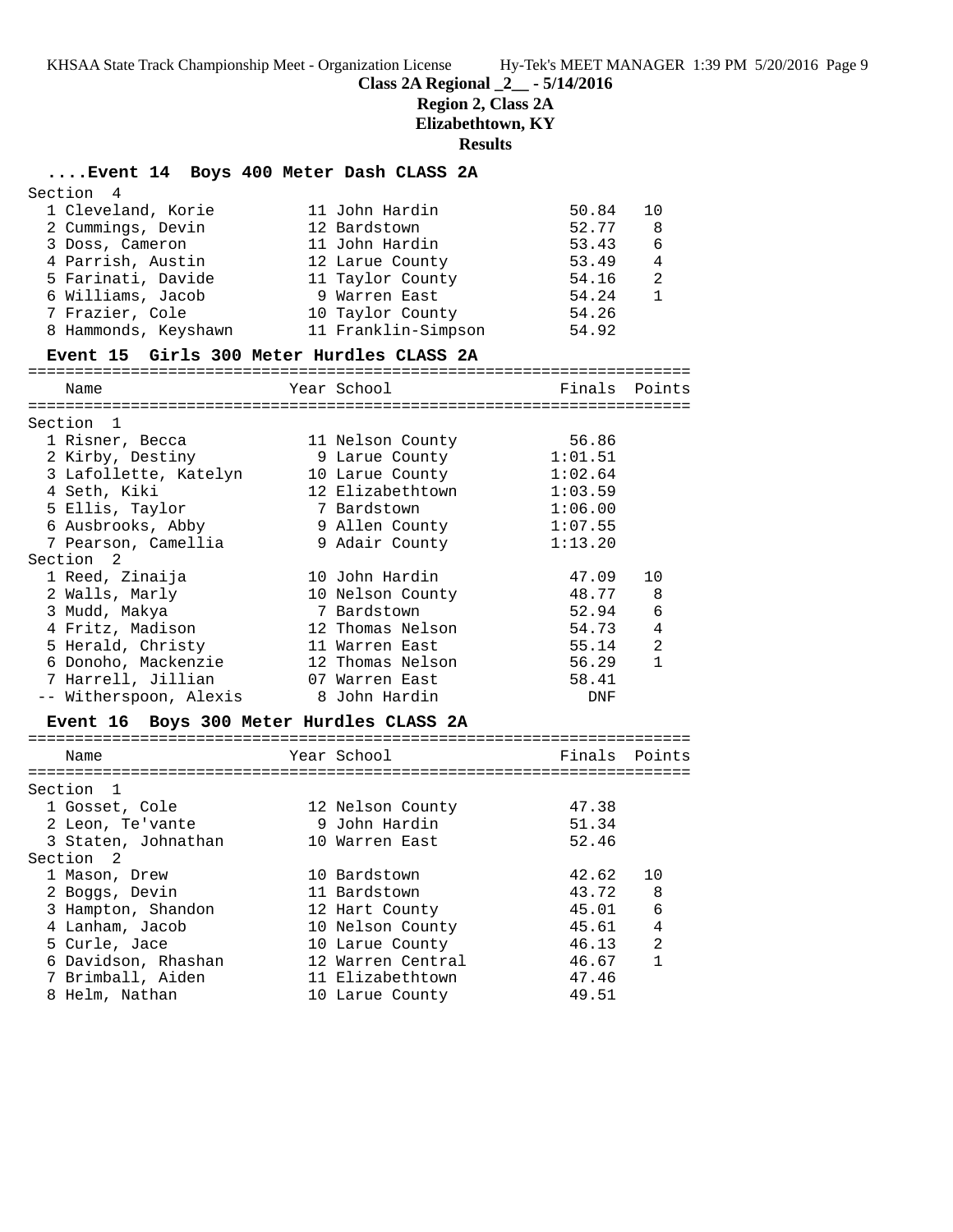**Class 2A Regional _2__ - 5/14/2016**
**Region 2, Class 2A**
**Elizabethtown, KY**
**Results**

### ....Event 14 Boys 400 Meter Dash CLASS 2A

Section 4

| | Name | Year | School | Finals | Points |
|---|---|---|---|---|---|
| 1 | Cleveland, Korie | 11 | John Hardin | 50.84 | 10 |
| 2 | Cummings, Devin | 12 | Bardstown | 52.77 | 8 |
| 3 | Doss, Cameron | 11 | John Hardin | 53.43 | 6 |
| 4 | Parrish, Austin | 12 | Larue County | 53.49 | 4 |
| 5 | Farinati, Davide | 11 | Taylor County | 54.16 | 2 |
| 6 | Williams, Jacob | 9 | Warren East | 54.24 | 1 |
| 7 | Frazier, Cole | 10 | Taylor County | 54.26 | |
| 8 | Hammonds, Keyshawn | 11 | Franklin-Simpson | 54.92 | |

### Event 15 Girls 300 Meter Hurdles CLASS 2A

| | Name | Year | School | Finals | Points |
|---|---|---|---|---|---|
| **Section 1** | | | | | |
| 1 | Risner, Becca | 11 | Nelson County | 56.86 | |
| 2 | Kirby, Destiny | 9 | Larue County | 1:01.51 | |
| 3 | Lafollette, Katelyn | 10 | Larue County | 1:02.64 | |
| 4 | Seth, Kiki | 12 | Elizabethtown | 1:03.59 | |
| 5 | Ellis, Taylor | 7 | Bardstown | 1:06.00 | |
| 6 | Ausbrooks, Abby | 9 | Allen County | 1:07.55 | |
| 7 | Pearson, Camellia | 9 | Adair County | 1:13.20 | |
| **Section 2** | | | | | |
| 1 | Reed, Zinaija | 10 | John Hardin | 47.09 | 10 |
| 2 | Walls, Marly | 10 | Nelson County | 48.77 | 8 |
| 3 | Mudd, Makya | 7 | Bardstown | 52.94 | 6 |
| 4 | Fritz, Madison | 12 | Thomas Nelson | 54.73 | 4 |
| 5 | Herald, Christy | 11 | Warren East | 55.14 | 2 |
| 6 | Donoho, Mackenzie | 12 | Thomas Nelson | 56.29 | 1 |
| 7 | Harrell, Jillian | 07 | Warren East | 58.41 | |
| -- | Witherspoon, Alexis | 8 | John Hardin | DNF | |

### Event 16 Boys 300 Meter Hurdles CLASS 2A

| | Name | Year | School | Finals | Points |
|---|---|---|---|---|---|
| **Section 1** | | | | | |
| 1 | Gosset, Cole | 12 | Nelson County | 47.38 | |
| 2 | Leon, Te'vante | 9 | John Hardin | 51.34 | |
| 3 | Staten, Johnathan | 10 | Warren East | 52.46 | |
| **Section 2** | | | | | |
| 1 | Mason, Drew | 10 | Bardstown | 42.62 | 10 |
| 2 | Boggs, Devin | 11 | Bardstown | 43.72 | 8 |
| 3 | Hampton, Shandon | 12 | Hart County | 45.01 | 6 |
| 4 | Lanham, Jacob | 10 | Nelson County | 45.61 | 4 |
| 5 | Curle, Jace | 10 | Larue County | 46.13 | 2 |
| 6 | Davidson, Rhashan | 12 | Warren Central | 46.67 | 1 |
| 7 | Brimball, Aiden | 11 | Elizabethtown | 47.46 | |
| 8 | Helm, Nathan | 10 | Larue County | 49.51 | |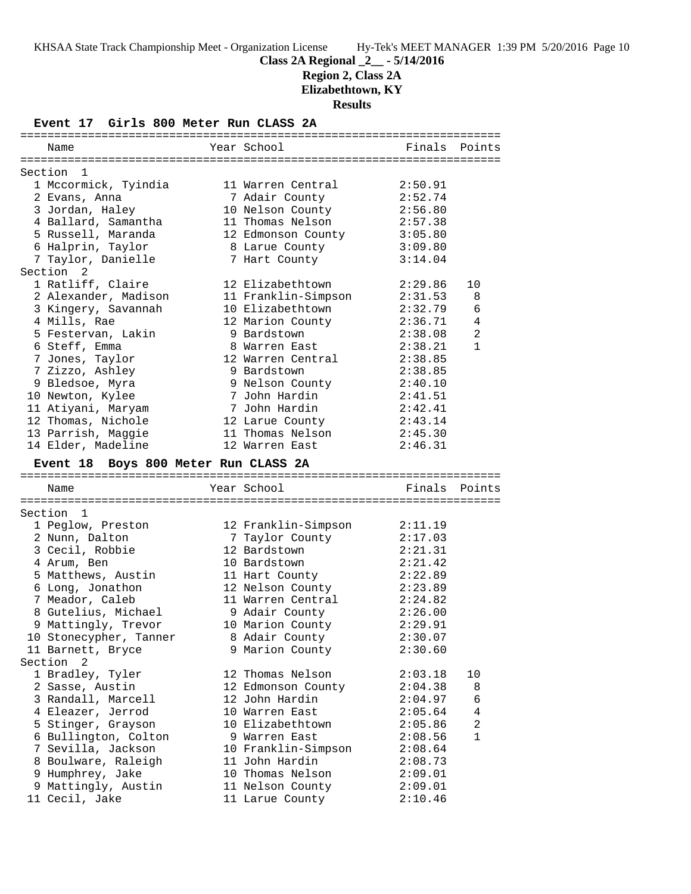**Class 2A Regional _2__ - 5/14/2016**

**Region 2, Class 2A**

**Elizabethtown, KY**

**Results**

### Event 17 Girls 800 Meter Run CLASS 2A

| | Name | Year | School | Finals | Points |
|---|---|---|---|---|---|
| **Section 1** | | | | | |
| 1 | Mccormick, Tyindia | 11 | Warren Central | 2:50.91 | |
| 2 | Evans, Anna | 7 | Adair County | 2:52.74 | |
| 3 | Jordan, Haley | 10 | Nelson County | 2:56.80 | |
| 4 | Ballard, Samantha | 11 | Thomas Nelson | 2:57.38 | |
| 5 | Russell, Maranda | 12 | Edmonson County | 3:05.80 | |
| 6 | Halprin, Taylor | 8 | Larue County | 3:09.80 | |
| 7 | Taylor, Danielle | 7 | Hart County | 3:14.04 | |
| **Section 2** | | | | | |
| 1 | Ratliff, Claire | 12 | Elizabethtown | 2:29.86 | 10 |
| 2 | Alexander, Madison | 11 | Franklin-Simpson | 2:31.53 | 8 |
| 3 | Kingery, Savannah | 10 | Elizabethtown | 2:32.79 | 6 |
| 4 | Mills, Rae | 12 | Marion County | 2:36.71 | 4 |
| 5 | Festervan, Lakin | 9 | Bardstown | 2:38.08 | 2 |
| 6 | Steff, Emma | 8 | Warren East | 2:38.21 | 1 |
| 7 | Jones, Taylor | 12 | Warren Central | 2:38.85 | |
| 7 | Zizzo, Ashley | 9 | Bardstown | 2:38.85 | |
| 9 | Bledsoe, Myra | 9 | Nelson County | 2:40.10 | |
| 10 | Newton, Kylee | 7 | John Hardin | 2:41.51 | |
| 11 | Atiyani, Maryam | 7 | John Hardin | 2:42.41 | |
| 12 | Thomas, Nichole | 12 | Larue County | 2:43.14 | |
| 13 | Parrish, Maggie | 11 | Thomas Nelson | 2:45.30 | |
| 14 | Elder, Madeline | 12 | Warren East | 2:46.31 | |

### Event 18 Boys 800 Meter Run CLASS 2A

| | Name | Year | School | Finals | Points |
|---|---|---|---|---|---|
| **Section 1** | | | | | |
| 1 | Peglow, Preston | 12 | Franklin-Simpson | 2:11.19 | |
| 2 | Nunn, Dalton | 7 | Taylor County | 2:17.03 | |
| 3 | Cecil, Robbie | 12 | Bardstown | 2:21.31 | |
| 4 | Arum, Ben | 10 | Bardstown | 2:21.42 | |
| 5 | Matthews, Austin | 11 | Hart County | 2:22.89 | |
| 6 | Long, Jonathon | 12 | Nelson County | 2:23.89 | |
| 7 | Meador, Caleb | 11 | Warren Central | 2:24.82 | |
| 8 | Gutelius, Michael | 9 | Adair County | 2:26.00 | |
| 9 | Mattingly, Trevor | 10 | Marion County | 2:29.91 | |
| 10 | Stonecypher, Tanner | 8 | Adair County | 2:30.07 | |
| 11 | Barnett, Bryce | 9 | Marion County | 2:30.60 | |
| **Section 2** | | | | | |
| 1 | Bradley, Tyler | 12 | Thomas Nelson | 2:03.18 | 10 |
| 2 | Sasse, Austin | 12 | Edmonson County | 2:04.38 | 8 |
| 3 | Randall, Marcell | 12 | John Hardin | 2:04.97 | 6 |
| 4 | Eleazer, Jerrod | 10 | Warren East | 2:05.64 | 4 |
| 5 | Stinger, Grayson | 10 | Elizabethtown | 2:05.86 | 2 |
| 6 | Bullington, Colton | 9 | Warren East | 2:08.56 | 1 |
| 7 | Sevilla, Jackson | 10 | Franklin-Simpson | 2:08.64 | |
| 8 | Boulware, Raleigh | 11 | John Hardin | 2:08.73 | |
| 9 | Humphrey, Jake | 10 | Thomas Nelson | 2:09.01 | |
| 9 | Mattingly, Austin | 11 | Nelson County | 2:09.01 | |
| 11 | Cecil, Jake | 11 | Larue County | 2:10.46 | |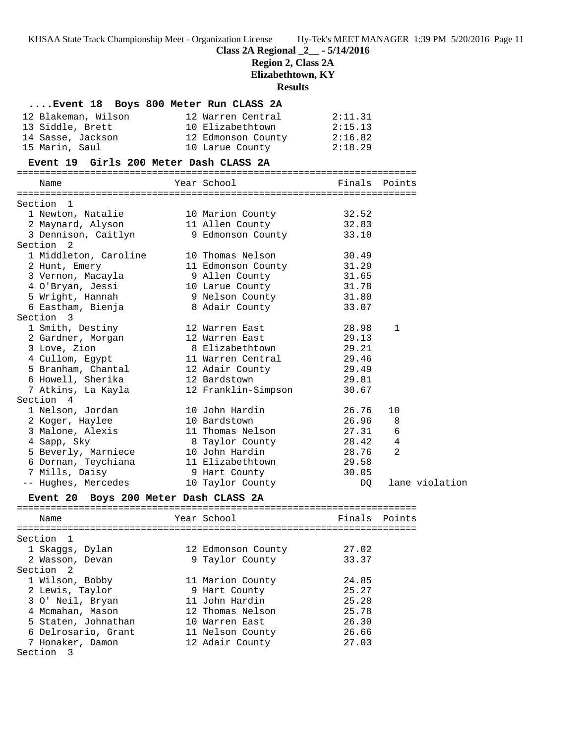**Class 2A Regional _2__ - 5/14/2016**

**Region 2, Class 2A**

**Elizabethtown, KY**

**Results**

### ....Event 18 Boys 800 Meter Run CLASS 2A

| Place | Name | Year | School | Finals |
|---|---|---|---|---|
| 12 | Blakeman, Wilson | 12 | Warren Central | 2:11.31 |
| 13 | Siddle, Brett | 10 | Elizabethtown | 2:15.13 |
| 14 | Sasse, Jackson | 12 | Edmonson County | 2:16.82 |
| 15 | Marin, Saul | 10 | Larue County | 2:18.29 |

### Event 19 Girls 200 Meter Dash CLASS 2A

| Place | Name | Year | School | Finals | Points |
|---|---|---|---|---|---|
| **Section 1** | | | | | |
| 1 | Newton, Natalie | 10 | Marion County | 32.52 | |
| 2 | Maynard, Alyson | 11 | Allen County | 32.83 | |
| 3 | Dennison, Caitlyn | 9 | Edmonson County | 33.10 | |
| **Section 2** | | | | | |
| 1 | Middleton, Caroline | 10 | Thomas Nelson | 30.49 | |
| 2 | Hunt, Emery | 11 | Edmonson County | 31.29 | |
| 3 | Vernon, Macayla | 9 | Allen County | 31.65 | |
| 4 | O'Bryan, Jessi | 10 | Larue County | 31.78 | |
| 5 | Wright, Hannah | 9 | Nelson County | 31.80 | |
| 6 | Eastham, Bienja | 8 | Adair County | 33.07 | |
| **Section 3** | | | | | |
| 1 | Smith, Destiny | 12 | Warren East | 28.98 | 1 |
| 2 | Gardner, Morgan | 12 | Warren East | 29.13 | |
| 3 | Love, Zion | 8 | Elizabethtown | 29.21 | |
| 4 | Cullom, Egypt | 11 | Warren Central | 29.46 | |
| 5 | Branham, Chantal | 12 | Adair County | 29.49 | |
| 6 | Howell, Sherika | 12 | Bardstown | 29.81 | |
| 7 | Atkins, La Kayla | 12 | Franklin-Simpson | 30.67 | |
| **Section 4** | | | | | |
| 1 | Nelson, Jordan | 10 | John Hardin | 26.76 | 10 |
| 2 | Koger, Haylee | 10 | Bardstown | 26.96 | 8 |
| 3 | Malone, Alexis | 11 | Thomas Nelson | 27.31 | 6 |
| 4 | Sapp, Sky | 8 | Taylor County | 28.42 | 4 |
| 5 | Beverly, Marniece | 10 | John Hardin | 28.76 | 2 |
| 6 | Dornan, Teychiana | 11 | Elizabethtown | 29.58 | |
| 7 | Mills, Daisy | 9 | Hart County | 30.05 | |
| -- | Hughes, Mercedes | 10 | Taylor County | DQ | lane violation |

### Event 20 Boys 200 Meter Dash CLASS 2A

| Place | Name | Year | School | Finals | Points |
|---|---|---|---|---|---|
| **Section 1** | | | | | |
| 1 | Skaggs, Dylan | 12 | Edmonson County | 27.02 | |
| 2 | Wasson, Devan | 9 | Taylor County | 33.37 | |
| **Section 2** | | | | | |
| 1 | Wilson, Bobby | 11 | Marion County | 24.85 | |
| 2 | Lewis, Taylor | 9 | Hart County | 25.27 | |
| 3 | O' Neil, Bryan | 11 | John Hardin | 25.28 | |
| 4 | Mcmahan, Mason | 12 | Thomas Nelson | 25.78 | |
| 5 | Staten, Johnathan | 10 | Warren East | 26.30 | |
| 6 | Delrosario, Grant | 11 | Nelson County | 26.66 | |
| 7 | Honaker, Damon | 12 | Adair County | 27.03 | |
| **Section 3** | | | | | |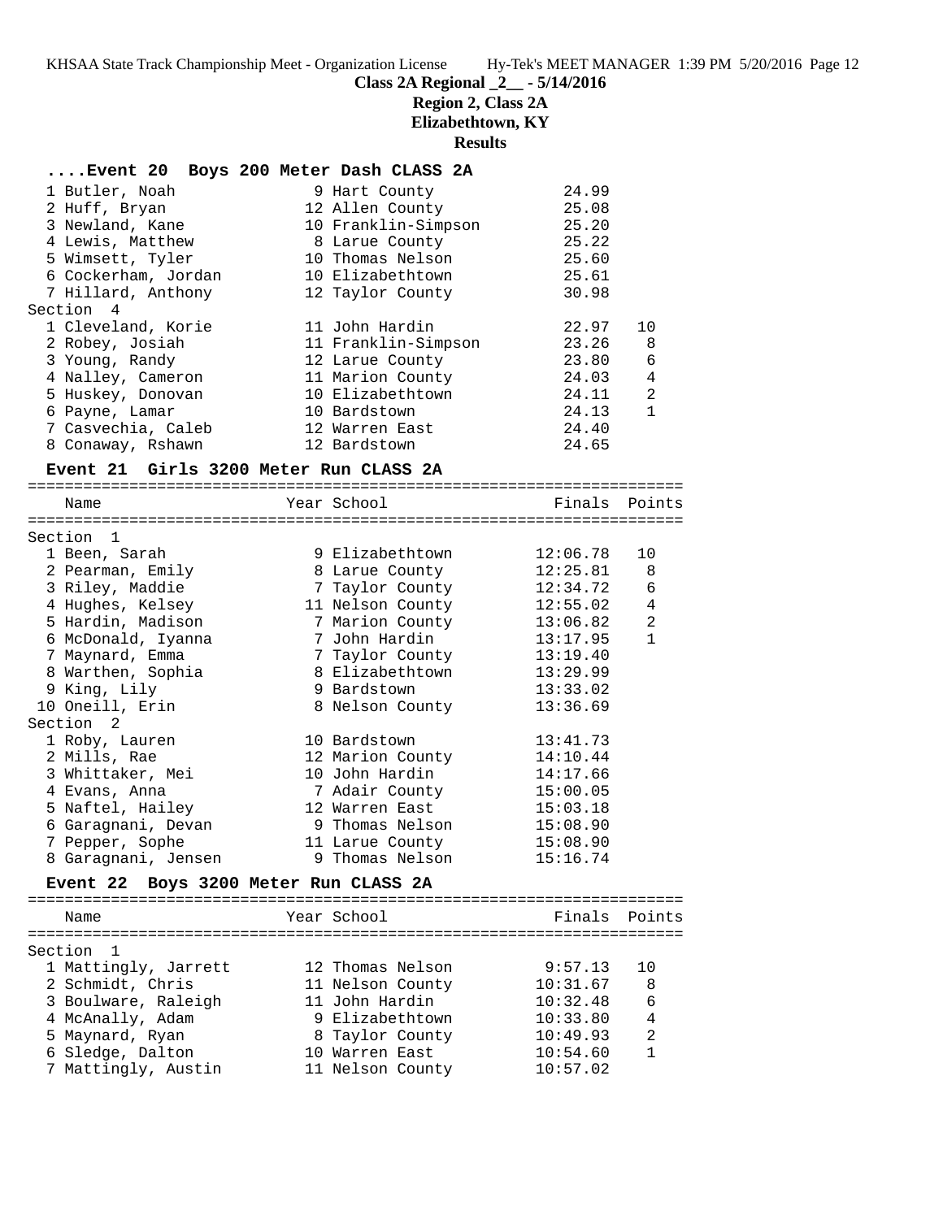**Class 2A Regional _2__ - 5/14/2016**

**Region 2, Class 2A**

**Elizabethtown, KY**

**Results**

### ....Event 20 Boys 200 Meter Dash CLASS 2A

| Place | Name | Year | School | Finals | Points |
|---|---|---|---|---|---|
| 1 | Butler, Noah | 9 | Hart County | 24.99 | |
| 2 | Huff, Bryan | 12 | Allen County | 25.08 | |
| 3 | Newland, Kane | 10 | Franklin-Simpson | 25.20 | |
| 4 | Lewis, Matthew | 8 | Larue County | 25.22 | |
| 5 | Wimsett, Tyler | 10 | Thomas Nelson | 25.60 | |
| 6 | Cockerham, Jordan | 10 | Elizabethtown | 25.61 | |
| 7 | Hillard, Anthony | 12 | Taylor County | 30.98 | |
| **Section 4** | | | | | |
| 1 | Cleveland, Korie | 11 | John Hardin | 22.97 | 10 |
| 2 | Robey, Josiah | 11 | Franklin-Simpson | 23.26 | 8 |
| 3 | Young, Randy | 12 | Larue County | 23.80 | 6 |
| 4 | Nalley, Cameron | 11 | Marion County | 24.03 | 4 |
| 5 | Huskey, Donovan | 10 | Elizabethtown | 24.11 | 2 |
| 6 | Payne, Lamar | 10 | Bardstown | 24.13 | 1 |
| 7 | Casvechia, Caleb | 12 | Warren East | 24.40 | |
| 8 | Conaway, Rshawn | 12 | Bardstown | 24.65 | |

### Event 21 Girls 3200 Meter Run CLASS 2A

| Place | Name | Year | School | Finals | Points |
|---|---|---|---|---|---|
| **Section 1** | | | | | |
| 1 | Been, Sarah | 9 | Elizabethtown | 12:06.78 | 10 |
| 2 | Pearman, Emily | 8 | Larue County | 12:25.81 | 8 |
| 3 | Riley, Maddie | 7 | Taylor County | 12:34.72 | 6 |
| 4 | Hughes, Kelsey | 11 | Nelson County | 12:55.02 | 4 |
| 5 | Hardin, Madison | 7 | Marion County | 13:06.82 | 2 |
| 6 | McDonald, Iyanna | 7 | John Hardin | 13:17.95 | 1 |
| 7 | Maynard, Emma | 7 | Taylor County | 13:19.40 | |
| 8 | Warthen, Sophia | 8 | Elizabethtown | 13:29.99 | |
| 9 | King, Lily | 9 | Bardstown | 13:33.02 | |
| 10 | Oneill, Erin | 8 | Nelson County | 13:36.69 | |
| **Section 2** | | | | | |
| 1 | Roby, Lauren | 10 | Bardstown | 13:41.73 | |
| 2 | Mills, Rae | 12 | Marion County | 14:10.44 | |
| 3 | Whittaker, Mei | 10 | John Hardin | 14:17.66 | |
| 4 | Evans, Anna | 7 | Adair County | 15:00.05 | |
| 5 | Naftel, Hailey | 12 | Warren East | 15:03.18 | |
| 6 | Garagnani, Devan | 9 | Thomas Nelson | 15:08.90 | |
| 7 | Pepper, Sophe | 11 | Larue County | 15:08.90 | |
| 8 | Garagnani, Jensen | 9 | Thomas Nelson | 15:16.74 | |

### Event 22 Boys 3200 Meter Run CLASS 2A

| Place | Name | Year | School | Finals | Points |
|---|---|---|---|---|---|
| **Section 1** | | | | | |
| 1 | Mattingly, Jarrett | 12 | Thomas Nelson | 9:57.13 | 10 |
| 2 | Schmidt, Chris | 11 | Nelson County | 10:31.67 | 8 |
| 3 | Boulware, Raleigh | 11 | John Hardin | 10:32.48 | 6 |
| 4 | McAnally, Adam | 9 | Elizabethtown | 10:33.80 | 4 |
| 5 | Maynard, Ryan | 8 | Taylor County | 10:49.93 | 2 |
| 6 | Sledge, Dalton | 10 | Warren East | 10:54.60 | 1 |
| 7 | Mattingly, Austin | 11 | Nelson County | 10:57.02 | |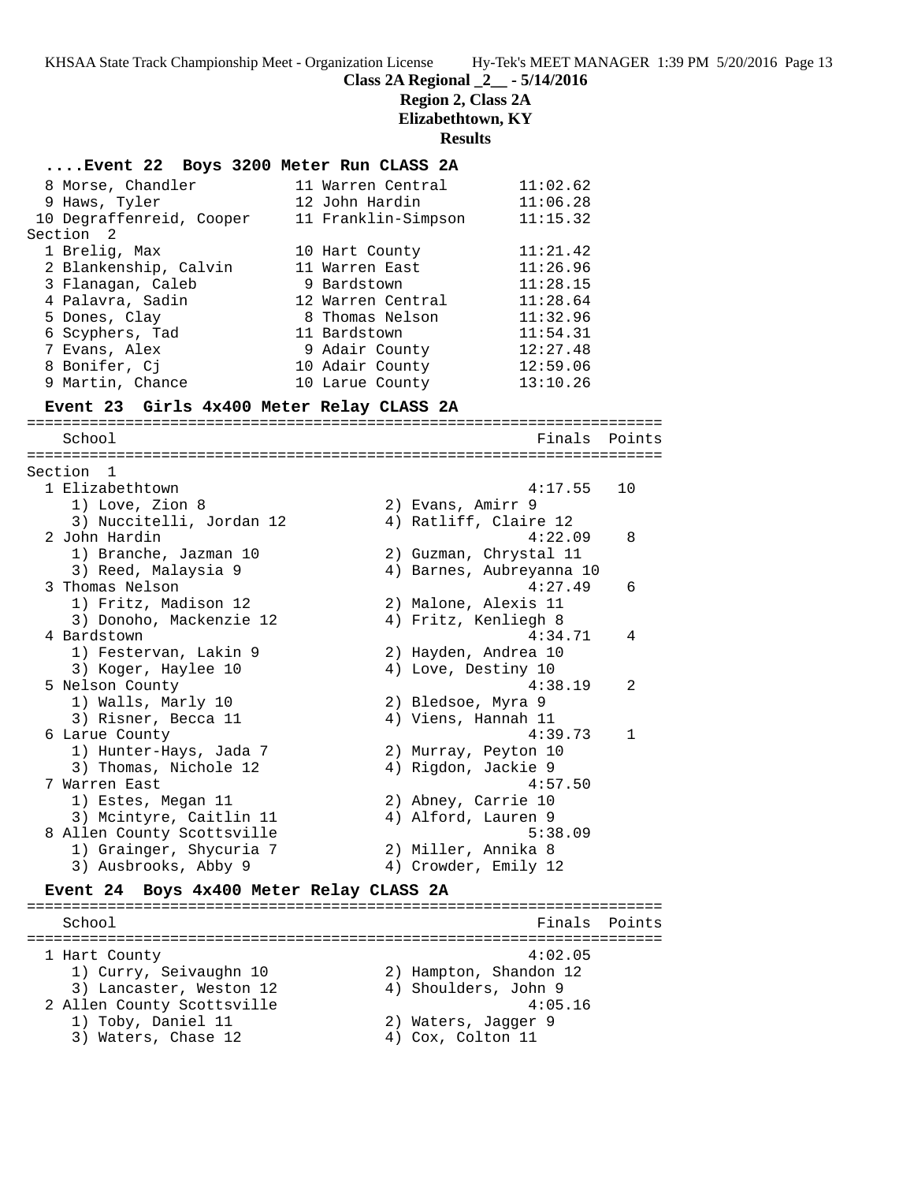**Class 2A Regional _2__ - 5/14/2016**
**Region 2, Class 2A**
**Elizabethtown, KY**
**Results**

### ....Event 22 Boys 3200 Meter Run CLASS 2A

| Place | Name | Yr | School | Finals |
|---|---|---|---|---|
| 8 | Morse, Chandler | 11 | Warren Central | 11:02.62 |
| 9 | Haws, Tyler | 12 | John Hardin | 11:06.28 |
| 10 | Degraffenreid, Cooper | 11 | Franklin-Simpson | 11:15.32 |
| **Section 2** | | | | |
| 1 | Brelig, Max | 10 | Hart County | 11:21.42 |
| 2 | Blankenship, Calvin | 11 | Warren East | 11:26.96 |
| 3 | Flanagan, Caleb | 9 | Bardstown | 11:28.15 |
| 4 | Palavra, Sadin | 12 | Warren Central | 11:28.64 |
| 5 | Dones, Clay | 8 | Thomas Nelson | 11:32.96 |
| 6 | Scyphers, Tad | 11 | Bardstown | 11:54.31 |
| 7 | Evans, Alex | 9 | Adair County | 12:27.48 |
| 8 | Bonifer, Cj | 10 | Adair County | 12:59.06 |
| 9 | Martin, Chance | 10 | Larue County | 13:10.26 |

### Event 23 Girls 4x400 Meter Relay CLASS 2A

| Place | School | Finals | Points |
|---|---|---|---|
| **Section 1** | | | |
| 1 | Elizabethtown | 4:17.55 | 10 |
| | 1) Love, Zion 8; 2) Evans, Amirr 9; 3) Nuccitelli, Jordan 12; 4) Ratliff, Claire 12 | | |
| 2 | John Hardin | 4:22.09 | 8 |
| | 1) Branche, Jazman 10; 2) Guzman, Chrystal 11; 3) Reed, Malaysia 9; 4) Barnes, Aubreyanna 10 | | |
| 3 | Thomas Nelson | 4:27.49 | 6 |
| | 1) Fritz, Madison 12; 2) Malone, Alexis 11; 3) Donoho, Mackenzie 12; 4) Fritz, Kenliegh 8 | | |
| 4 | Bardstown | 4:34.71 | 4 |
| | 1) Festervan, Lakin 9; 2) Hayden, Andrea 10; 3) Koger, Haylee 10; 4) Love, Destiny 10 | | |
| 5 | Nelson County | 4:38.19 | 2 |
| | 1) Walls, Marly 10; 2) Bledsoe, Myra 9; 3) Risner, Becca 11; 4) Viens, Hannah 11 | | |
| 6 | Larue County | 4:39.73 | 1 |
| | 1) Hunter-Hays, Jada 7; 2) Murray, Peyton 10; 3) Thomas, Nichole 12; 4) Rigdon, Jackie 9 | | |
| 7 | Warren East | 4:57.50 | |
| | 1) Estes, Megan 11; 2) Abney, Carrie 10; 3) Mcintyre, Caitlin 11; 4) Alford, Lauren 9 | | |
| 8 | Allen County Scottsville | 5:38.09 | |
| | 1) Grainger, Shycuria 7; 2) Miller, Annika 8; 3) Ausbrooks, Abby 9; 4) Crowder, Emily 12 | | |

### Event 24 Boys 4x400 Meter Relay CLASS 2A

| Place | School | Finals | Points |
|---|---|---|---|
| 1 | Hart County | 4:02.05 | |
| | 1) Curry, Seivaughn 10; 2) Hampton, Shandon 12; 3) Lancaster, Weston 12; 4) Shoulders, John 9 | | |
| 2 | Allen County Scottsville | 4:05.16 | |
| | 1) Toby, Daniel 11; 2) Waters, Jagger 9; 3) Waters, Chase 12; 4) Cox, Colton 11 | | |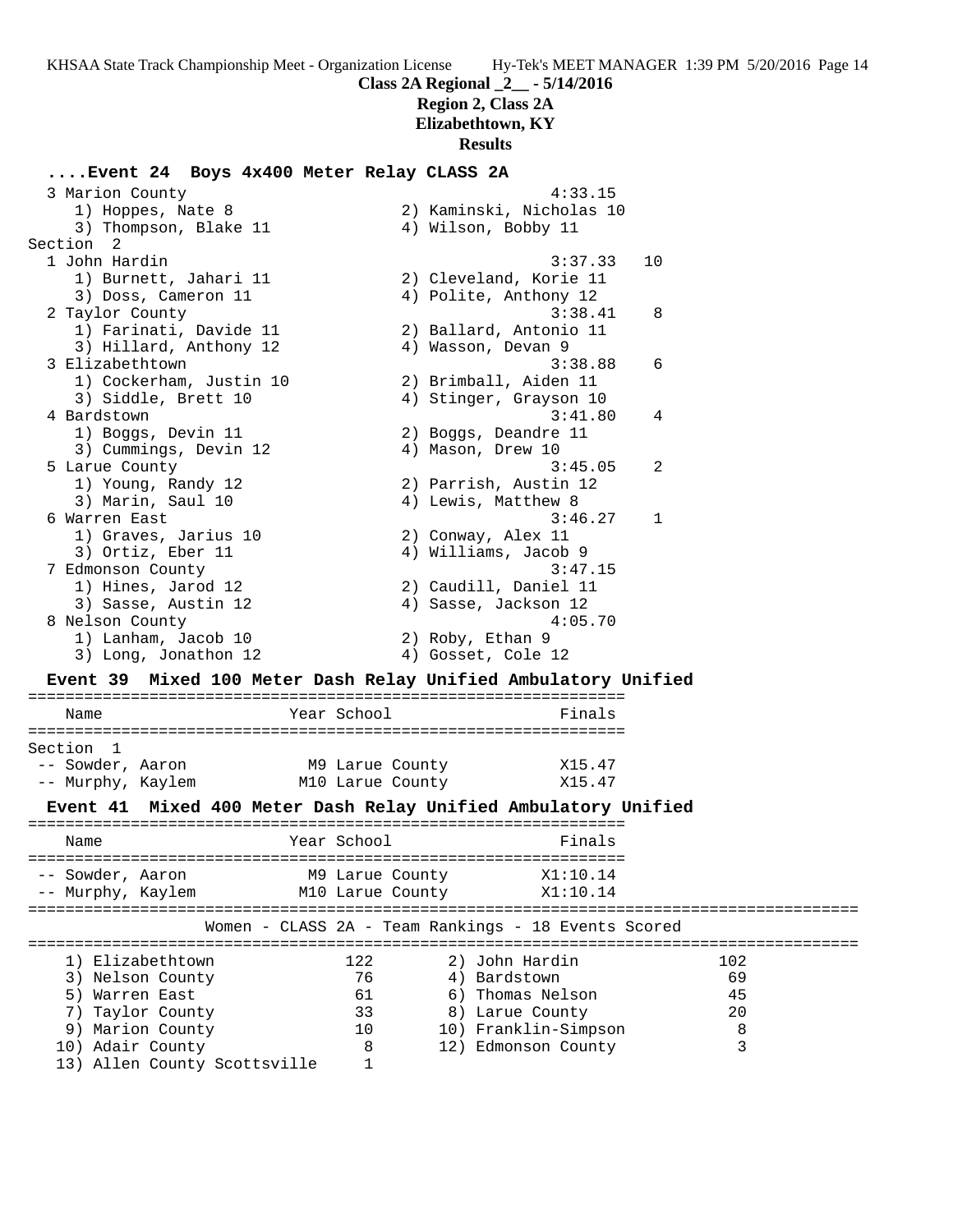**Class 2A Regional _2__ - 5/14/2016**
**Region 2, Class 2A**
**Elizabethtown, KY**
**Results**

### ....Event 24 Boys 4x400 Meter Relay CLASS 2A

```
  3 Marion County                                       4:33.15
     1) Hoppes, Nate 8                  2) Kaminski, Nicholas 10
     3) Thompson, Blake 11              4) Wilson, Bobby 11
Section  2
  1 John Hardin                                         3:37.33   10
     1) Burnett, Jahari 11              2) Cleveland, Korie 11
     3) Doss, Cameron 11                4) Polite, Anthony 12
  2 Taylor County                                       3:38.41    8
     1) Farinati, Davide 11             2) Ballard, Antonio 11
     3) Hillard, Anthony 12             4) Wasson, Devan 9
  3 Elizabethtown                                       3:38.88    6
     1) Cockerham, Justin 10            2) Brimball, Aiden 11
     3) Siddle, Brett 10                4) Stinger, Grayson 10
  4 Bardstown                                           3:41.80    4
     1) Boggs, Devin 11                 2) Boggs, Deandre 11
     3) Cummings, Devin 12              4) Mason, Drew 10
  5 Larue County                                        3:45.05    2
     1) Young, Randy 12                 2) Parrish, Austin 12
     3) Marin, Saul 10                  4) Lewis, Matthew 8
  6 Warren East                                         3:46.27    1
     1) Graves, Jarius 10               2) Conway, Alex 11
     3) Ortiz, Eber 11                  4) Williams, Jacob 9
  7 Edmonson County                                     3:47.15
     1) Hines, Jarod 12                 2) Caudill, Daniel 11
     3) Sasse, Austin 12                4) Sasse, Jackson 12
  8 Nelson County                                       4:05.70
     1) Lanham, Jacob 10                2) Roby, Ethan 9
     3) Long, Jonathon 12               4) Gosset, Cole 12
```

### Event 39 Mixed 100 Meter Dash Relay Unified Ambulatory Unified

| Name | Year | School | Finals |
|---|---|---|---|
| Section 1 | | | |
| -- Sowder, Aaron | M9 | Larue County | X15.47 |
| -- Murphy, Kaylem | M10 | Larue County | X15.47 |

### Event 41 Mixed 400 Meter Dash Relay Unified Ambulatory Unified

| Name | Year | School | Finals |
|---|---|---|---|
| -- Sowder, Aaron | M9 | Larue County | X1:10.14 |
| -- Murphy, Kaylem | M10 | Larue County | X1:10.14 |

### Women - CLASS 2A - Team Rankings - 18 Events Scored

| Rank | Team | Points | Rank | Team | Points |
|---|---|---|---|---|---|
| 1) | Elizabethtown | 122 | 2) | John Hardin | 102 |
| 3) | Nelson County | 76 | 4) | Bardstown | 69 |
| 5) | Warren East | 61 | 6) | Thomas Nelson | 45 |
| 7) | Taylor County | 33 | 8) | Larue County | 20 |
| 9) | Marion County | 10 | 10) | Franklin-Simpson | 8 |
| 10) | Adair County | 8 | 12) | Edmonson County | 3 |
| 13) | Allen County Scottsville | 1 | | | |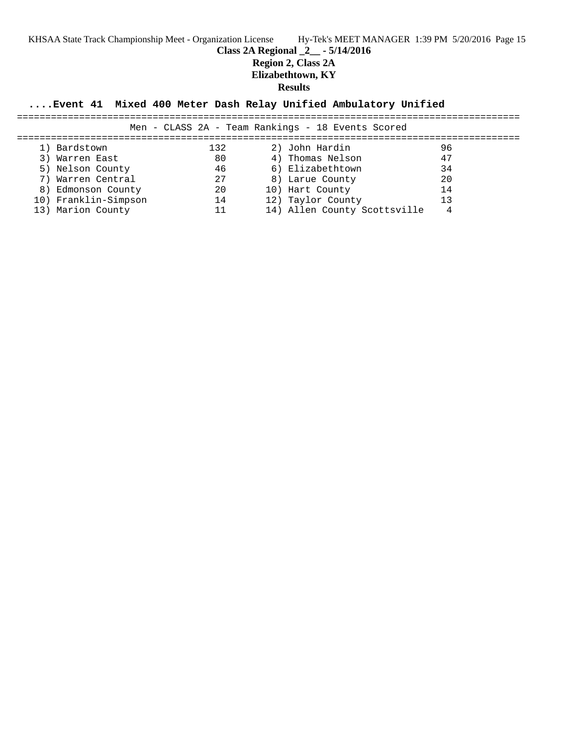**Class 2A Regional _2__ - 5/14/2016**

**Region 2, Class 2A**

**Elizabethtown, KY**

**Results**

## ....Event 41 Mixed 400 Meter Dash Relay Unified Ambulatory Unified

Men - CLASS 2A - Team Rankings - 18 Events Scored

| | | | | | |
|---|---|---|---|---|---|
| 1) | Bardstown | 132 | 2) | John Hardin | 96 |
| 3) | Warren East | 80 | 4) | Thomas Nelson | 47 |
| 5) | Nelson County | 46 | 6) | Elizabethtown | 34 |
| 7) | Warren Central | 27 | 8) | Larue County | 20 |
| 8) | Edmonson County | 20 | 10) | Hart County | 14 |
| 10) | Franklin-Simpson | 14 | 12) | Taylor County | 13 |
| 13) | Marion County | 11 | 14) | Allen County Scottsville | 4 |